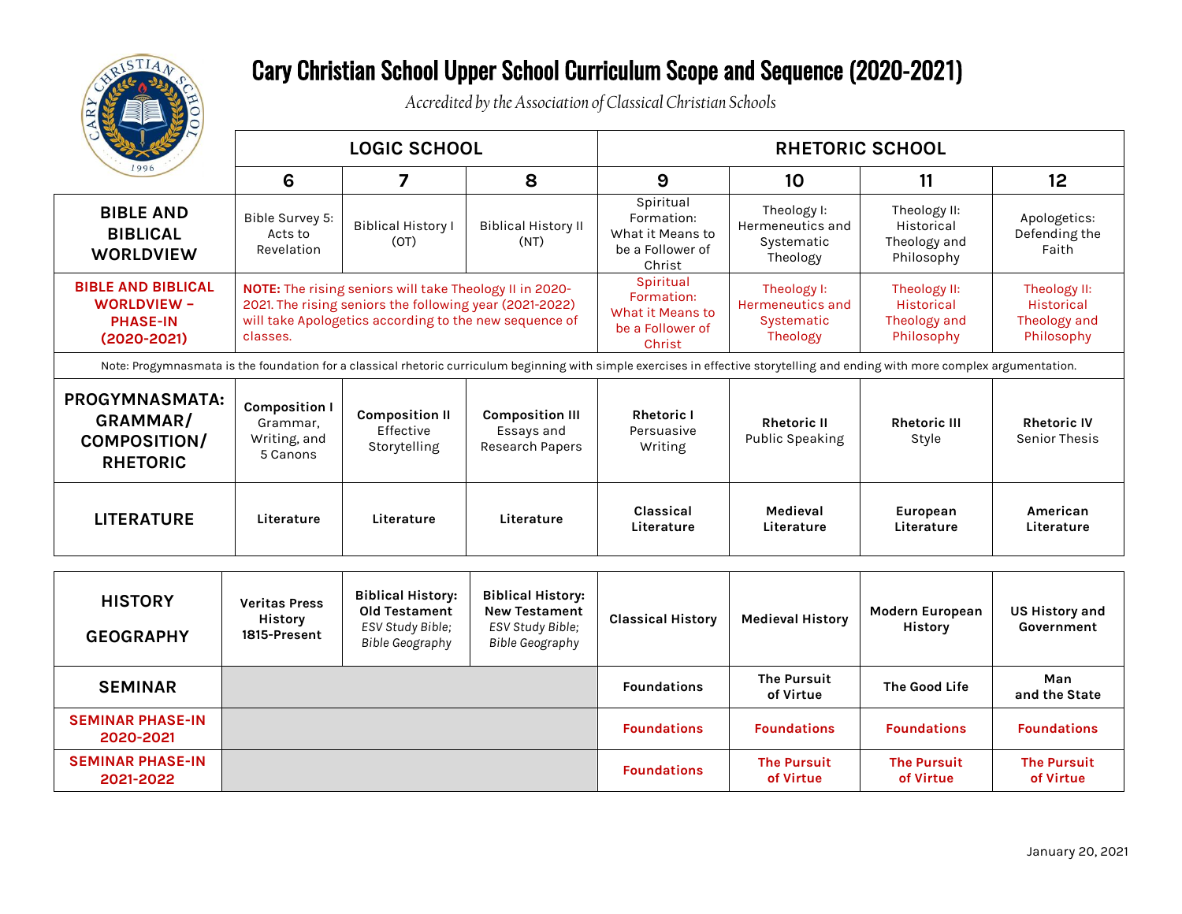# Cary Christian School Upper School Curriculum Scope and Sequence (2020-2021)

*Accredited by the Association of Classical Christian Schools*

| | LOGIC SCHOOL | | | RHETORIC SCHOOL | | | |
|---|---|---|---|---|---|---|---|
| | **6** | **7** | **8** | **9** | **10** | **11** | **12** |
| **BIBLE AND BIBLICAL WORLDVIEW** | Bible Survey 5: Acts to Revelation | Biblical History I (OT) | Biblical History II (NT) | Spiritual Formation: What it Means to be a Follower of Christ | Theology I: Hermeneutics and Systematic Theology | Theology II: Historical Theology and Philosophy | Apologetics: Defending the Faith |
| **BIBLE AND BIBLICAL WORLDVIEW – PHASE-IN (2020-2021)** | **NOTE:** The rising seniors will take Theology II in 2020-2021. The rising seniors the following year (2021-2022) will take Apologetics according to the new sequence of classes. | | | Spiritual Formation: What it Means to be a Follower of Christ | Theology I: Hermeneutics and Systematic Theology | Theology II: Historical Theology and Philosophy | Theology II: Historical Theology and Philosophy |
| Note: Progymnasmata is the foundation for a classical rhetoric curriculum beginning with simple exercises in effective storytelling and ending with more complex argumentation. | | | | | | | |
| **PROGYMNASMATA: GRAMMAR/ COMPOSITION/ RHETORIC** | **Composition I** Grammar, Writing, and 5 Canons | **Composition II** Effective Storytelling | **Composition III** Essays and Research Papers | **Rhetoric I** Persuasive Writing | **Rhetoric II** Public Speaking | **Rhetoric III** Style | **Rhetoric IV** Senior Thesis |
| **LITERATURE** | **Literature** | **Literature** | **Literature** | **Classical Literature** | **Medieval Literature** | **European Literature** | **American Literature** |

| | 6 | 7 | 8 | 9 | 10 | 11 | 12 |
|---|---|---|---|---|---|---|---|
| **HISTORY GEOGRAPHY** | **Veritas Press History 1815-Present** | **Biblical History: Old Testament** *ESV Study Bible; Bible Geography* | **Biblical History: New Testament** *ESV Study Bible; Bible Geography* | **Classical History** | **Medieval History** | **Modern European History** | **US History and Government** |
| **SEMINAR** | | | | **Foundations** | **The Pursuit of Virtue** | **The Good Life** | **Man and the State** |
| **SEMINAR PHASE-IN 2020-2021** | | | | **Foundations** | **Foundations** | **Foundations** | **Foundations** |
| **SEMINAR PHASE-IN 2021-2022** | | | | **Foundations** | **The Pursuit of Virtue** | **The Pursuit of Virtue** | **The Pursuit of Virtue** |

January 20, 2021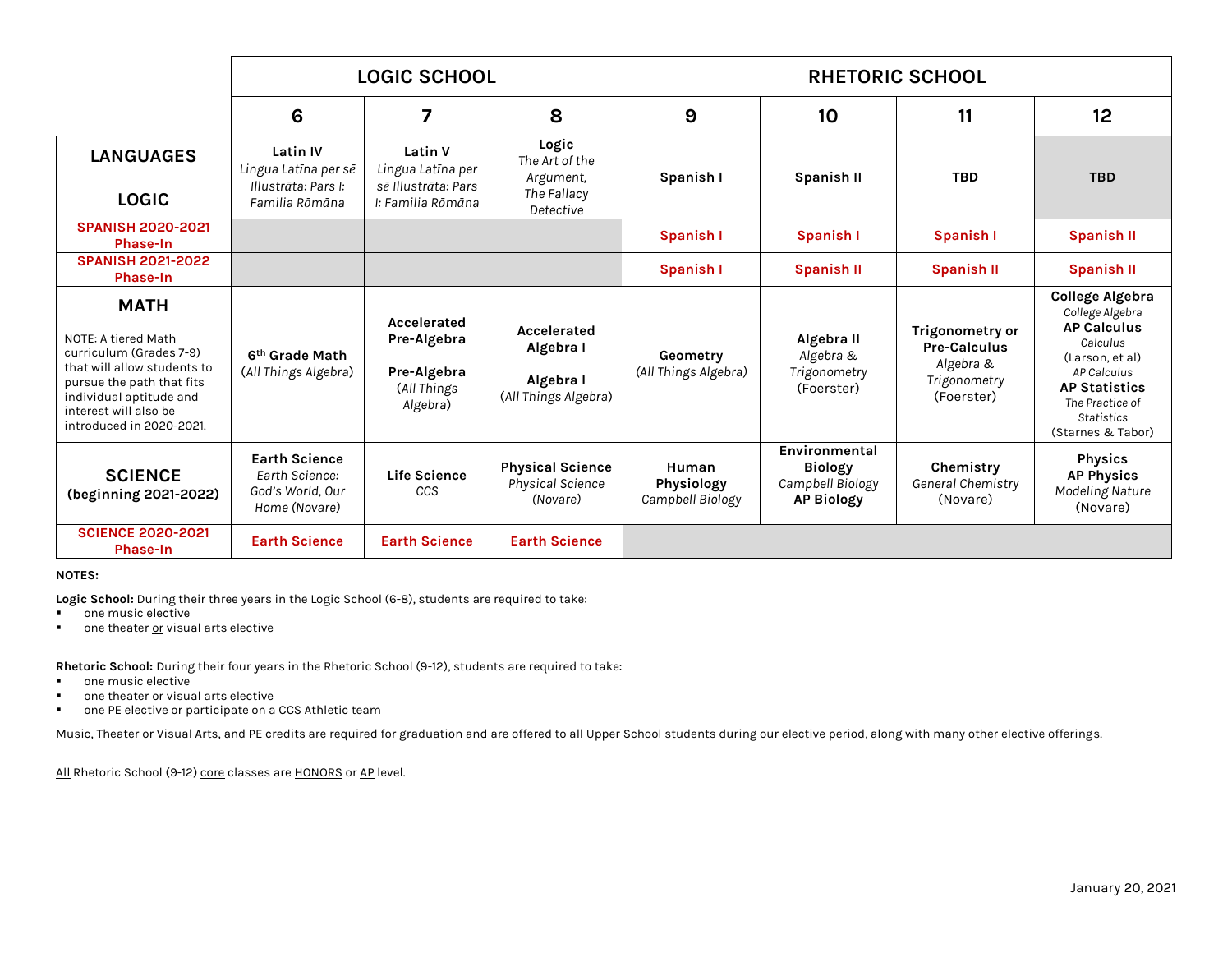| | LOGIC SCHOOL | | | RHETORIC SCHOOL | | | |
|---|---|---|---|---|---|---|---|
| | **6** | **7** | **8** | **9** | **10** | **11** | **12** |
| **LANGUAGES** **LOGIC** | **Latin IV** *Lingua Latīna per sē Illustrāta: Pars I: Familia Rōmāna* | **Latin V** *Lingua Latīna per sē Illustrāta: Pars I: Familia Rōmāna* | **Logic** *The Art of the Argument, The Fallacy Detective* | **Spanish I** | **Spanish II** | **TBD** | **TBD** |
| **SPANISH 2020-2021 Phase-In** | | | | **Spanish I** | **Spanish I** | **Spanish I** | **Spanish II** |
| **SPANISH 2021-2022 Phase-In** | | | | **Spanish I** | **Spanish II** | **Spanish II** | **Spanish II** |
| **MATH** NOTE: A tiered Math curriculum (Grades 7-9) that will allow students to pursue the path that fits individual aptitude and interest will also be introduced in 2020-2021. | **6th Grade Math** (*All Things Algebra*) | **Accelerated Pre-Algebra** **Pre-Algebra** (*All Things Algebra*) | **Accelerated Algebra I** **Algebra I** (*All Things Algebra*) | **Geometry** (*All Things Algebra*) | **Algebra II** *Algebra & Trigonometry* (Foerster) | **Trigonometry or Pre-Calculus** *Algebra & Trigonometry* (Foerster) | **College Algebra** *College Algebra* **AP Calculus** *Calculus* (Larson, et al) *AP Calculus* **AP Statistics** *The Practice of Statistics* (Starnes & Tabor) |
| **SCIENCE (beginning 2021-2022)** | **Earth Science** *Earth Science: God's World, Our Home (Novare)* | **Life Science** *CCS* | **Physical Science** *Physical Science (Novare)* | **Human Physiology** *Campbell Biology* | **Environmental Biology** *Campbell Biology* **AP Biology** | **Chemistry** *General Chemistry* (Novare) | **Physics** **AP Physics** *Modeling Nature* (Novare) |
| **SCIENCE 2020-2021 Phase-In** | **Earth Science** | **Earth Science** | **Earth Science** | | | | |

**NOTES:**

**Logic School:** During their three years in the Logic School (6-8), students are required to take:

- one music elective
- one theater or visual arts elective

**Rhetoric School:** During their four years in the Rhetoric School (9-12), students are required to take:

- one music elective
- one theater or visual arts elective
- one PE elective or participate on a CCS Athletic team

Music, Theater or Visual Arts, and PE credits are required for graduation and are offered to all Upper School students during our elective period, along with many other elective offerings.

All Rhetoric School (9-12) core classes are HONORS or AP level.

January 20, 2021